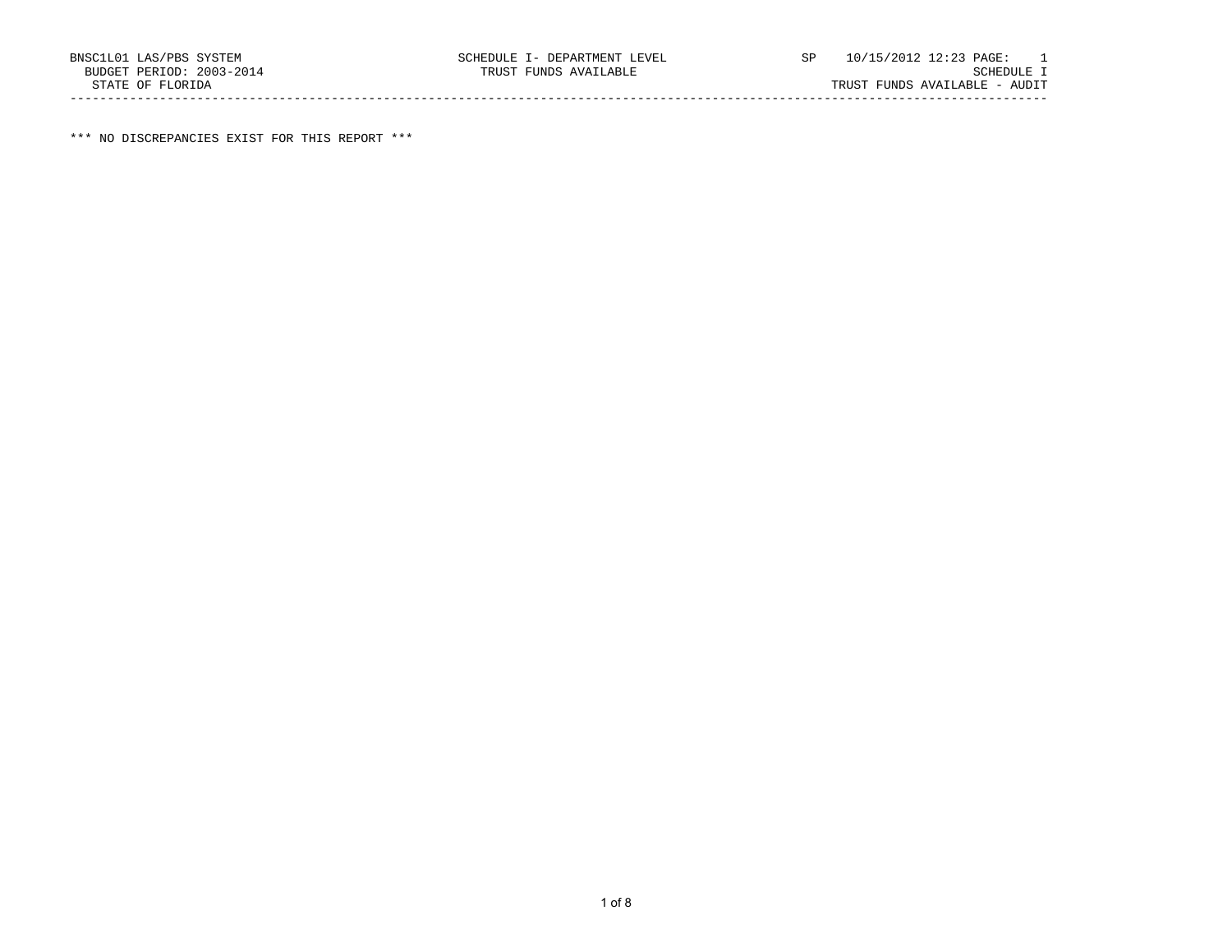BNSC1L01 LAS/PBS SYSTEM
BUDGET PERIOD: 2003-2014
STATE OF FLORIDA

SCHEDULE I- DEPARTMENT LEVEL
TRUST FUNDS AVAILABLE

SP 10/15/2012 12:23 PAGE: 1
SCHEDULE I
TRUST FUNDS AVAILABLE - AUDIT

---

*** NO DISCREPANCIES EXIST FOR THIS REPORT ***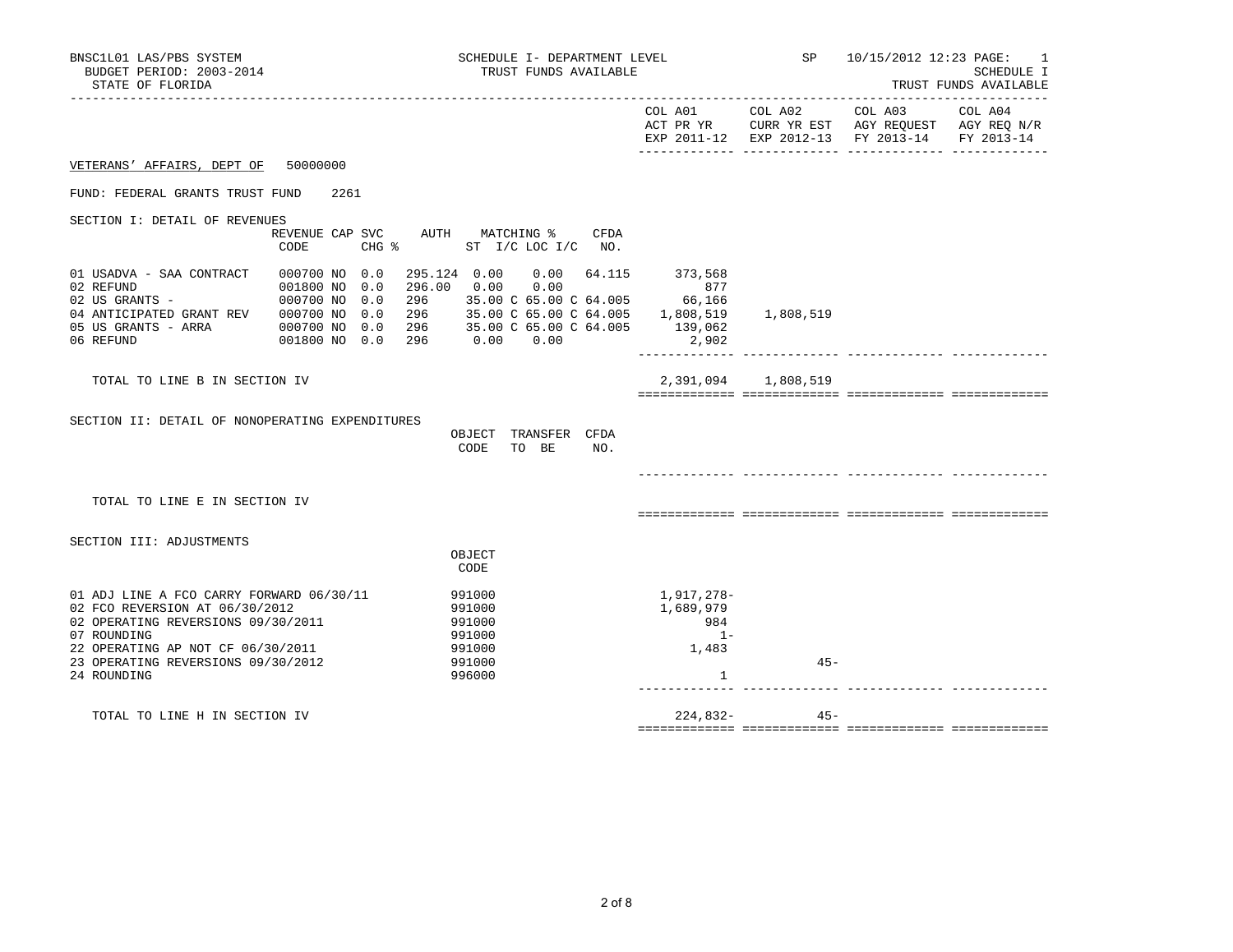BNSC1L01 LAS/PBS SYSTEM
BUDGET PERIOD: 2003-2014
STATE OF FLORIDA

SCHEDULE I- DEPARTMENT LEVEL
TRUST FUNDS AVAILABLE

SP 10/15/2012 12:23 PAGE: 1
SCHEDULE I
TRUST FUNDS AVAILABLE

| | COL A01 ACT PR YR EXP 2011-12 | COL A02 CURR YR EST EXP 2012-13 | COL A03 AGY REQUEST FY 2013-14 | COL A04 AGY REQ N/R FY 2013-14 |
|---|---|---|---|---|

VETERANS' AFFAIRS, DEPT OF 50000000

FUND: FEDERAL GRANTS TRUST FUND 2261

SECTION I: DETAIL OF REVENUES

| | REVENUE CODE | CAP | SVC CHG % | AUTH | MATCHING % ST I/C | LOC I/C | CFDA NO. | COL A01 | COL A02 | COL A03 | COL A04 |
|---|---|---|---|---|---|---|---|---|---|---|---|
| 01 USADVA - SAA CONTRACT | 000700 | NO | 0.0 | 295.124 | 0.00 | 0.00 | 64.115 | 373,568 | | | |
| 02 REFUND | 001800 | NO | 0.0 | 296.00 | 0.00 | 0.00 | | 877 | | | |
| 02 US GRANTS - | 000700 | NO | 0.0 | 296 | 35.00 C | 65.00 C | 64.005 | 66,166 | | | |
| 04 ANTICIPATED GRANT REV | 000700 | NO | 0.0 | 296 | 35.00 C | 65.00 C | 64.005 | 1,808,519 | 1,808,519 | | |
| 05 US GRANTS - ARRA | 000700 | NO | 0.0 | 296 | 35.00 C | 65.00 C | 64.005 | 139,062 | | | |
| 06 REFUND | 001800 | NO | 0.0 | 296 | 0.00 | 0.00 | | 2,902 | | | |
| TOTAL TO LINE B IN SECTION IV | | | | | | | | 2,391,094 | 1,808,519 | | |

SECTION II: DETAIL OF NONOPERATING EXPENDITURES

| | OBJECT CODE | TRANSFER TO BE | CFDA NO. | COL A01 | COL A02 | COL A03 | COL A04 |
|---|---|---|---|---|---|---|---|
| TOTAL TO LINE E IN SECTION IV | | | | | | | |

SECTION III: ADJUSTMENTS

| | OBJECT CODE | COL A01 | COL A02 | COL A03 | COL A04 |
|---|---|---|---|---|---|
| 01 ADJ LINE A FCO CARRY FORWARD 06/30/11 | 991000 | 1,917,278- | | | |
| 02 FCO REVERSION AT 06/30/2012 | 991000 | 1,689,979 | | | |
| 02 OPERATING REVERSIONS 09/30/2011 | 991000 | 984 | | | |
| 07 ROUNDING | 991000 | 1- | | | |
| 22 OPERATING AP NOT CF 06/30/2011 | 991000 | 1,483 | | | |
| 23 OPERATING REVERSIONS 09/30/2012 | 991000 | | 45- | | |
| 24 ROUNDING | 996000 | 1 | | | |
| TOTAL TO LINE H IN SECTION IV | | 224,832- | 45- | | |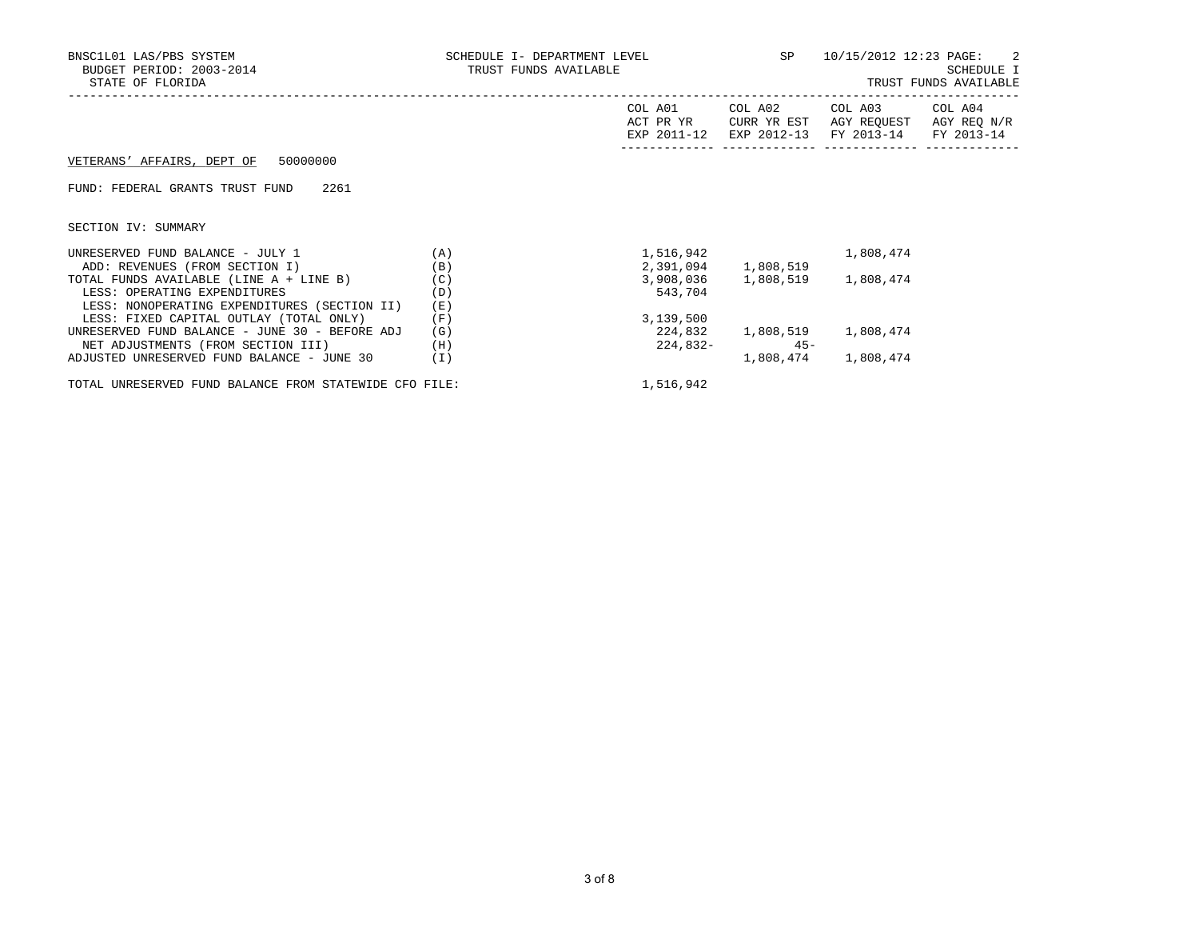BNSC1L01 LAS/PBS SYSTEM SCHEDULE I- DEPARTMENT LEVEL SP 10/15/2012 12:23 PAGE: 2
BUDGET PERIOD: 2003-2014 TRUST FUNDS AVAILABLE SCHEDULE I
STATE OF FLORIDA TRUST FUNDS AVAILABLE

VETERANS' AFFAIRS, DEPT OF 50000000

FUND: FEDERAL GRANTS TRUST FUND 2261

SECTION IV: SUMMARY

| | | COL A01 ACT PR YR EXP 2011-12 | COL A02 CURR YR EST EXP 2012-13 | COL A03 AGY REQUEST FY 2013-14 | COL A04 AGY REQ N/R FY 2013-14 |
|---|---|---|---|---|---|
| UNRESERVED FUND BALANCE - JULY 1 | (A) | 1,516,942 | | 1,808,474 | |
| ADD: REVENUES (FROM SECTION I) | (B) | 2,391,094 | 1,808,519 | | |
| TOTAL FUNDS AVAILABLE (LINE A + LINE B) | (C) | 3,908,036 | 1,808,519 | 1,808,474 | |
| LESS: OPERATING EXPENDITURES | (D) | 543,704 | | | |
| LESS: NONOPERATING EXPENDITURES (SECTION II) | (E) | | | | |
| LESS: FIXED CAPITAL OUTLAY (TOTAL ONLY) | (F) | 3,139,500 | | | |
| UNRESERVED FUND BALANCE - JUNE 30 - BEFORE ADJ | (G) | 224,832 | 1,808,519 | 1,808,474 | |
| NET ADJUSTMENTS (FROM SECTION III) | (H) | 224,832- | 45- | | |
| ADJUSTED UNRESERVED FUND BALANCE - JUNE 30 | (I) | | 1,808,474 | 1,808,474 | |

TOTAL UNRESERVED FUND BALANCE FROM STATEWIDE CFO FILE: 1,516,942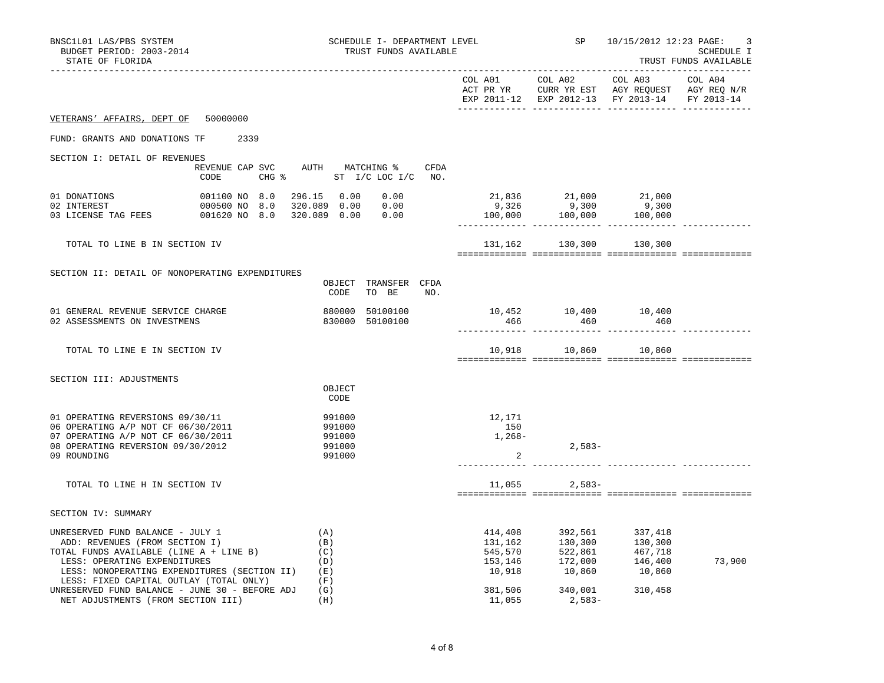BNSC1L01 LAS/PBS SYSTEM — SCHEDULE I- DEPARTMENT LEVEL — SP — 10/15/2012 12:23 PAGE: 3

BUDGET PERIOD: 2003-2014 — TRUST FUNDS AVAILABLE — SCHEDULE I

STATE OF FLORIDA — TRUST FUNDS AVAILABLE

| | COL A01 ACT PR YR EXP 2011-12 | COL A02 CURR YR EST EXP 2012-13 | COL A03 AGY REQUEST FY 2013-14 | COL A04 AGY REQ N/R FY 2013-14 |
|---|---|---|---|---|

VETERANS' AFFAIRS, DEPT OF 50000000

FUND: GRANTS AND DONATIONS TF 2339

## SECTION I: DETAIL OF REVENUES

| | REVENUE CODE | CAP SVC CHG % | AUTH ST | MATCHING % I/C | MATCHING % LOC I/C | CFDA NO. | COL A01 | COL A02 | COL A03 | COL A04 |
|---|---|---|---|---|---|---|---|---|---|---|
| 01 DONATIONS | 001100 | NO 8.0 | 296.15 | 0.00 | 0.00 | | 21,836 | 21,000 | 21,000 | |
| 02 INTEREST | 000500 | NO 8.0 | 320.089 | 0.00 | 0.00 | | 9,326 | 9,300 | 9,300 | |
| 03 LICENSE TAG FEES | 001620 | NO 8.0 | 320.089 | 0.00 | 0.00 | | 100,000 | 100,000 | 100,000 | |
| TOTAL TO LINE B IN SECTION IV | | | | | | | 131,162 | 130,300 | 130,300 | |

## SECTION II: DETAIL OF NONOPERATING EXPENDITURES

| | OBJECT CODE | TRANSFER TO BE | CFDA NO. | COL A01 | COL A02 | COL A03 | COL A04 |
|---|---|---|---|---|---|---|---|
| 01 GENERAL REVENUE SERVICE CHARGE | 880000 | 50100100 | | 10,452 | 10,400 | 10,400 | |
| 02 ASSESSMENTS ON INVESTMENS | 830000 | 50100100 | | 466 | 460 | 460 | |
| TOTAL TO LINE E IN SECTION IV | | | | 10,918 | 10,860 | 10,860 | |

## SECTION III: ADJUSTMENTS

| | OBJECT CODE | COL A01 | COL A02 | COL A03 | COL A04 |
|---|---|---|---|---|---|
| 01 OPERATING REVERSIONS 09/30/11 | 991000 | 12,171 | | | |
| 06 OPERATING A/P NOT CF 06/30/2011 | 991000 | 150 | | | |
| 07 OPERATING A/P NOT CF 06/30/2011 | 991000 | 1,268- | | | |
| 08 OPERATING REVERSION 09/30/2012 | 991000 | | 2,583- | | |
| 09 ROUNDING | 991000 | 2 | | | |
| TOTAL TO LINE H IN SECTION IV | | 11,055 | 2,583- | | |

## SECTION IV: SUMMARY

| | | COL A01 | COL A02 | COL A03 | COL A04 |
|---|---|---|---|---|---|
| UNRESERVED FUND BALANCE - JULY 1 | (A) | 414,408 | 392,561 | 337,418 | |
| ADD: REVENUES (FROM SECTION I) | (B) | 131,162 | 130,300 | 130,300 | |
| TOTAL FUNDS AVAILABLE (LINE A + LINE B) | (C) | 545,570 | 522,861 | 467,718 | |
| LESS: OPERATING EXPENDITURES | (D) | 153,146 | 172,000 | 146,400 | 73,900 |
| LESS: NONOPERATING EXPENDITURES (SECTION II) | (E) | 10,918 | 10,860 | 10,860 | |
| LESS: FIXED CAPITAL OUTLAY (TOTAL ONLY) | (F) | | | | |
| UNRESERVED FUND BALANCE - JUNE 30 - BEFORE ADJ | (G) | 381,506 | 340,001 | 310,458 | |
| NET ADJUSTMENTS (FROM SECTION III) | (H) | 11,055 | 2,583- | | |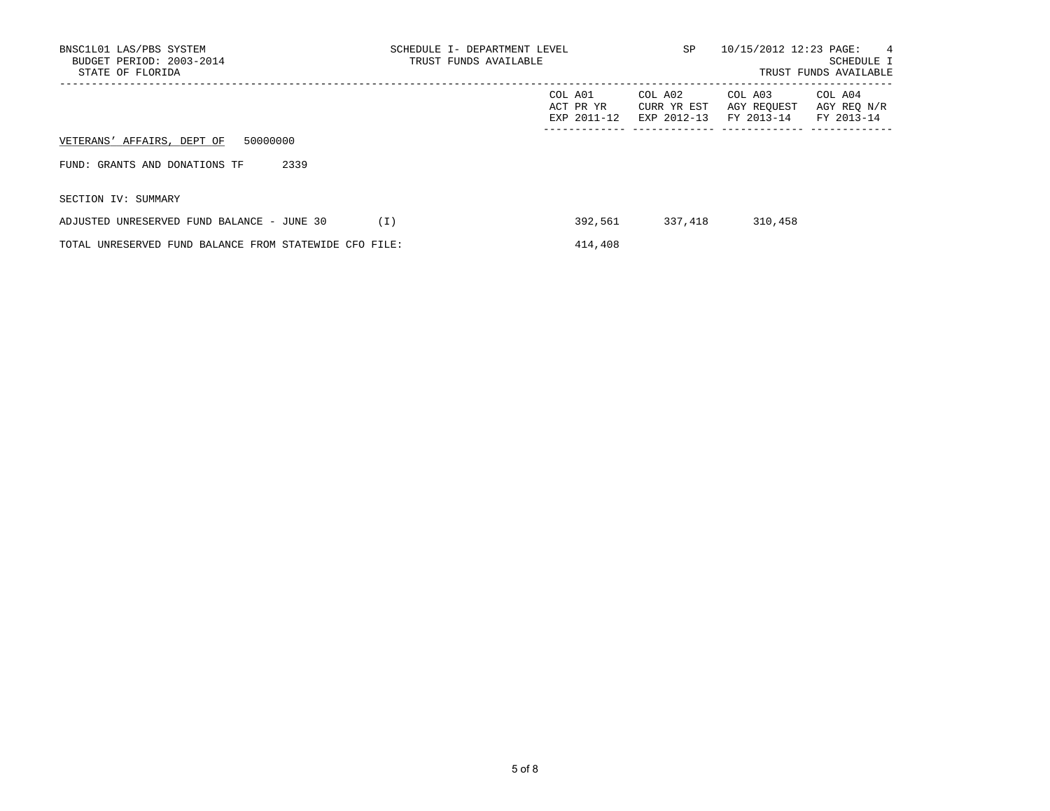BNSC1L01 LAS/PBS SYSTEM
BUDGET PERIOD: 2003-2014
STATE OF FLORIDA

SCHEDULE I- DEPARTMENT LEVEL
TRUST FUNDS AVAILABLE

SP 10/15/2012 12:23 PAGE: 4
SCHEDULE I
TRUST FUNDS AVAILABLE

| | COL A01 ACT PR YR EXP 2011-12 | COL A02 CURR YR EST EXP 2012-13 | COL A03 AGY REQUEST FY 2013-14 | COL A04 AGY REQ N/R FY 2013-14 |
|---|---|---|---|---|
| VETERANS' AFFAIRS, DEPT OF 50000000 | | | | |
| FUND: GRANTS AND DONATIONS TF 2339 | | | | |
| SECTION IV: SUMMARY | | | | |
| ADJUSTED UNRESERVED FUND BALANCE - JUNE 30 (I) | 392,561 | 337,418 | 310,458 | |
| TOTAL UNRESERVED FUND BALANCE FROM STATEWIDE CFO FILE: | 414,408 | | | |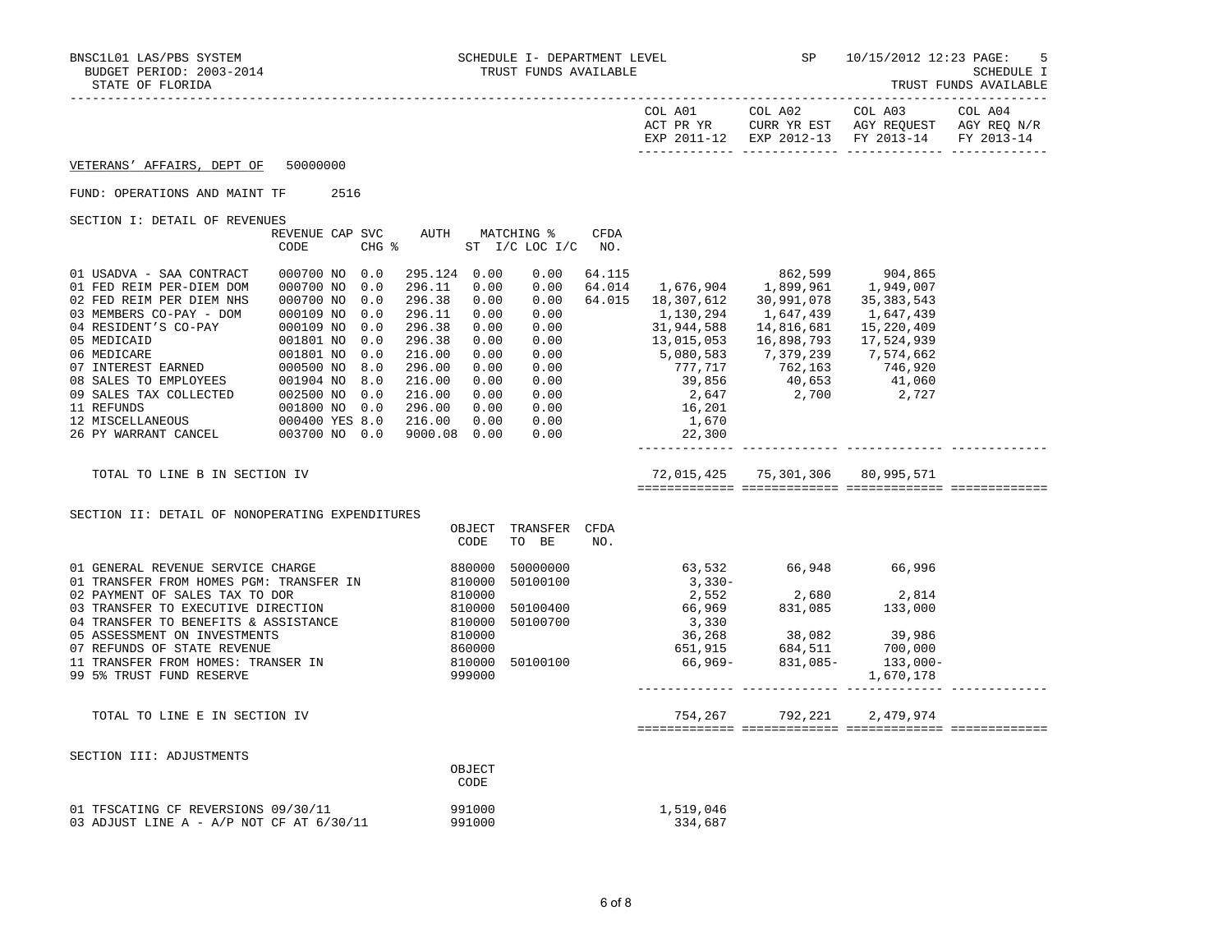BNSC1L01 LAS/PBS SYSTEM — SCHEDULE I- DEPARTMENT LEVEL — SP — 10/15/2012 12:23 PAGE: 5

BUDGET PERIOD: 2003-2014 — TRUST FUNDS AVAILABLE — SCHEDULE I

STATE OF FLORIDA — TRUST FUNDS AVAILABLE

VETERANS' AFFAIRS, DEPT OF 50000000

FUND: OPERATIONS AND MAINT TF 2516

## SECTION I: DETAIL OF REVENUES

| | REVENUE CODE | CAP | SVC CHG % | AUTH | MATCHING % ST I/C | MATCHING % LOC I/C | CFDA NO. | COL A01 ACT PR YR EXP 2011-12 | COL A02 CURR YR EST EXP 2012-13 | COL A03 AGY REQUEST FY 2013-14 | COL A04 AGY REQ N/R FY 2013-14 |
|---|---|---|---|---|---|---|---|---|---|---|---|
| 01 USADVA - SAA CONTRACT | 000700 | NO | 0.0 | 295.124 | 0.00 | 0.00 | 64.115 | | 862,599 | 904,865 | |
| 01 FED REIM PER-DIEM DOM | 000700 | NO | 0.0 | 296.11 | 0.00 | 0.00 | 64.014 | 1,676,904 | 1,899,961 | 1,949,007 | |
| 02 FED REIM PER DIEM NHS | 000700 | NO | 0.0 | 296.38 | 0.00 | 0.00 | 64.015 | 18,307,612 | 30,991,078 | 35,383,543 | |
| 03 MEMBERS CO-PAY - DOM | 000109 | NO | 0.0 | 296.11 | 0.00 | 0.00 | | 1,130,294 | 1,647,439 | 1,647,439 | |
| 04 RESIDENT'S CO-PAY | 000109 | NO | 0.0 | 296.38 | 0.00 | 0.00 | | 31,944,588 | 14,816,681 | 15,220,409 | |
| 05 MEDICAID | 001801 | NO | 0.0 | 296.38 | 0.00 | 0.00 | | 13,015,053 | 16,898,793 | 17,524,939 | |
| 06 MEDICARE | 001801 | NO | 0.0 | 216.00 | 0.00 | 0.00 | | 5,080,583 | 7,379,239 | 7,574,662 | |
| 07 INTEREST EARNED | 000500 | NO | 8.0 | 296.00 | 0.00 | 0.00 | | 777,717 | 762,163 | 746,920 | |
| 08 SALES TO EMPLOYEES | 001904 | NO | 8.0 | 216.00 | 0.00 | 0.00 | | 39,856 | 40,653 | 41,060 | |
| 09 SALES TAX COLLECTED | 002500 | NO | 0.0 | 216.00 | 0.00 | 0.00 | | 2,647 | 2,700 | 2,727 | |
| 11 REFUNDS | 001800 | NO | 0.0 | 296.00 | 0.00 | 0.00 | | 16,201 | | | |
| 12 MISCELLANEOUS | 000400 | YES | 8.0 | 216.00 | 0.00 | 0.00 | | 1,670 | | | |
| 26 PY WARRANT CANCEL | 003700 | NO | 0.0 | 9000.08 | 0.00 | 0.00 | | 22,300 | | | |
| TOTAL TO LINE B IN SECTION IV | | | | | | | | 72,015,425 | 75,301,306 | 80,995,571 | |

## SECTION II: DETAIL OF NONOPERATING EXPENDITURES

| | OBJECT CODE | TRANSFER TO BE | CFDA NO. | COL A01 | COL A02 | COL A03 | COL A04 |
|---|---|---|---|---|---|---|---|
| 01 GENERAL REVENUE SERVICE CHARGE | 880000 | 50000000 | | 63,532 | 66,948 | 66,996 | |
| 01 TRANSFER FROM HOMES PGM: TRANSFER IN | 810000 | 50100100 | | 3,330- | | | |
| 02 PAYMENT OF SALES TAX TO DOR | 810000 | | | 2,552 | 2,680 | 2,814 | |
| 03 TRANSFER TO EXECUTIVE DIRECTION | 810000 | 50100400 | | 66,969 | 831,085 | 133,000 | |
| 04 TRANSFER TO BENEFITS & ASSISTANCE | 810000 | 50100700 | | 3,330 | | | |
| 05 ASSESSMENT ON INVESTMENTS | 810000 | | | 36,268 | 38,082 | 39,986 | |
| 07 REFUNDS OF STATE REVENUE | 860000 | | | 651,915 | 684,511 | 700,000 | |
| 11 TRANSFER FROM HOMES: TRANSER IN | 810000 | 50100100 | | 66,969- | 831,085- | 133,000- | |
| 99 5% TRUST FUND RESERVE | 999000 | | | | | 1,670,178 | |
| TOTAL TO LINE E IN SECTION IV | | | | 754,267 | 792,221 | 2,479,974 | |

## SECTION III: ADJUSTMENTS

| | OBJECT CODE | COL A01 | COL A02 | COL A03 | COL A04 |
|---|---|---|---|---|---|
| 01 TFSCATING CF REVERSIONS 09/30/11 | 991000 | 1,519,046 | | | |
| 03 ADJUST LINE A - A/P NOT CF AT 6/30/11 | 991000 | 334,687 | | | |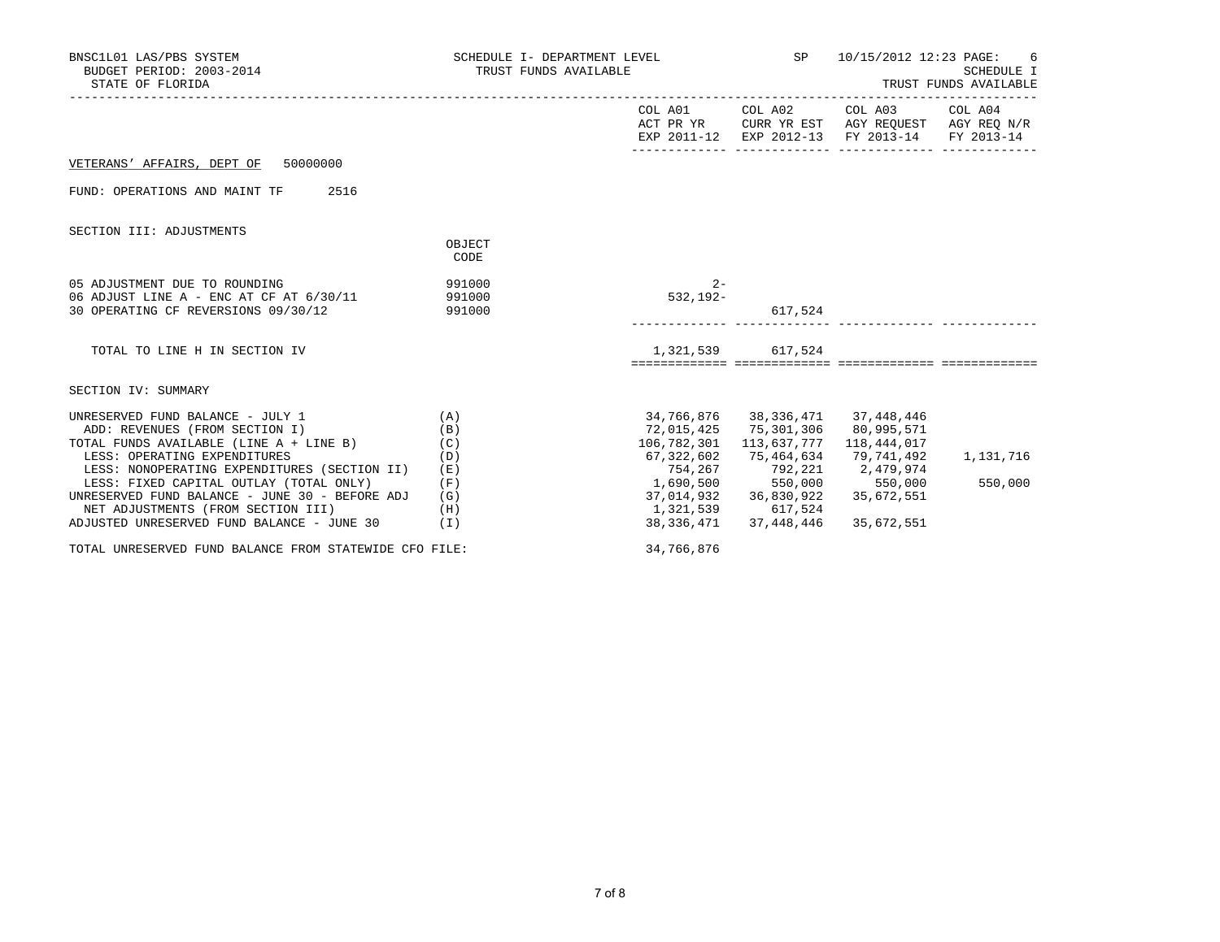BNSC1L01 LAS/PBS SYSTEM
BUDGET PERIOD: 2003-2014
STATE OF FLORIDA

SCHEDULE I- DEPARTMENT LEVEL — TRUST FUNDS AVAILABLE — SP — 10/15/2012 12:23 PAGE: 6

SCHEDULE I
TRUST FUNDS AVAILABLE

VETERANS' AFFAIRS, DEPT OF 50000000

FUND: OPERATIONS AND MAINT TF 2516

## SECTION III: ADJUSTMENTS

| | OBJECT CODE | COL A01 ACT PR YR EXP 2011-12 | COL A02 CURR YR EST EXP 2012-13 | COL A03 AGY REQUEST FY 2013-14 | COL A04 AGY REQ N/R FY 2013-14 |
|---|---|---|---|---|---|
| 05 ADJUSTMENT DUE TO ROUNDING | 991000 | 2- | | | |
| 06 ADJUST LINE A - ENC AT CF AT 6/30/11 | 991000 | 532,192- | | | |
| 30 OPERATING CF REVERSIONS 09/30/12 | 991000 | | 617,524 | | |
| TOTAL TO LINE H IN SECTION IV | | 1,321,539 | 617,524 | | |

## SECTION IV: SUMMARY

| | | COL A01 ACT PR YR EXP 2011-12 | COL A02 CURR YR EST EXP 2012-13 | COL A03 AGY REQUEST FY 2013-14 | COL A04 AGY REQ N/R FY 2013-14 |
|---|---|---|---|---|---|
| UNRESERVED FUND BALANCE - JULY 1 | (A) | 34,766,876 | 38,336,471 | 37,448,446 | |
| ADD: REVENUES (FROM SECTION I) | (B) | 72,015,425 | 75,301,306 | 80,995,571 | |
| TOTAL FUNDS AVAILABLE (LINE A + LINE B) | (C) | 106,782,301 | 113,637,777 | 118,444,017 | |
| LESS: OPERATING EXPENDITURES | (D) | 67,322,602 | 75,464,634 | 79,741,492 | 1,131,716 |
| LESS: NONOPERATING EXPENDITURES (SECTION II) | (E) | 754,267 | 792,221 | 2,479,974 | |
| LESS: FIXED CAPITAL OUTLAY (TOTAL ONLY) | (F) | 1,690,500 | 550,000 | 550,000 | 550,000 |
| UNRESERVED FUND BALANCE - JUNE 30 - BEFORE ADJ | (G) | 37,014,932 | 36,830,922 | 35,672,551 | |
| NET ADJUSTMENTS (FROM SECTION III) | (H) | 1,321,539 | 617,524 | | |
| ADJUSTED UNRESERVED FUND BALANCE - JUNE 30 | (I) | 38,336,471 | 37,448,446 | 35,672,551 | |

TOTAL UNRESERVED FUND BALANCE FROM STATEWIDE CFO FILE: 34,766,876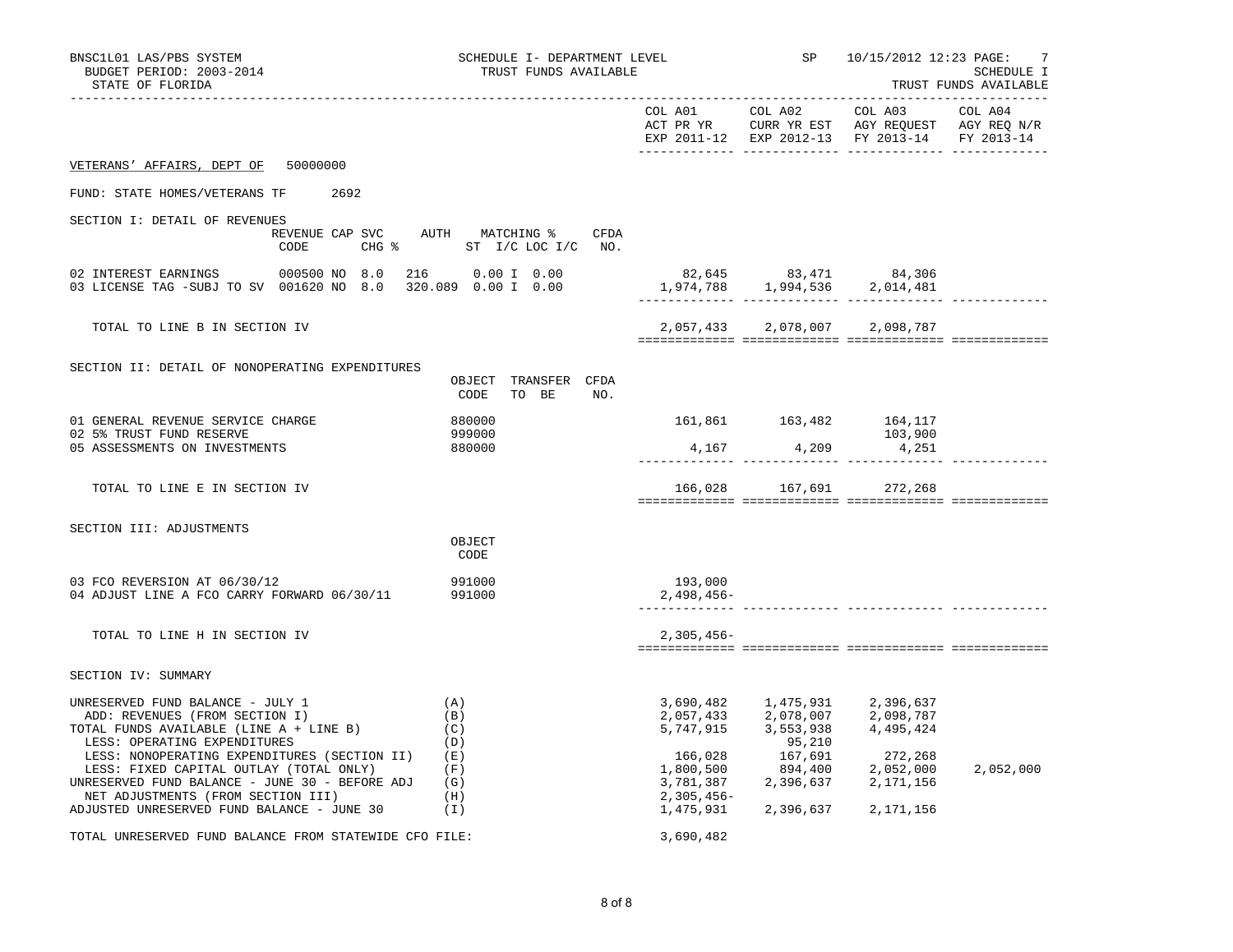BNSC1L01 LAS/PBS SYSTEM
BUDGET PERIOD: 2003-2014
STATE OF FLORIDA

SCHEDULE I- DEPARTMENT LEVEL
TRUST FUNDS AVAILABLE

SP 10/15/2012 12:23 PAGE: 7
SCHEDULE I
TRUST FUNDS AVAILABLE

VETERANS' AFFAIRS, DEPT OF 50000000

FUND: STATE HOMES/VETERANS TF 2692

## SECTION I: DETAIL OF REVENUES

| | REVENUE CODE | CAP SVC CHG % | AUTH ST | MATCHING % I/C LOC I/C | CFDA NO. | COL A01 ACT PR YR EXP 2011-12 | COL A02 CURR YR EST EXP 2012-13 | COL A03 AGY REQUEST FY 2013-14 | COL A04 AGY REQ N/R FY 2013-14 |
|---|---|---|---|---|---|---|---|---|---|
| 02 INTEREST EARNINGS | 000500 | NO 8.0 | 216 | 0.00 I 0.00 | | 82,645 | 83,471 | 84,306 | |
| 03 LICENSE TAG -SUBJ TO SV | 001620 | NO 8.0 | 320.089 | 0.00 I 0.00 | | 1,974,788 | 1,994,536 | 2,014,481 | |
| TOTAL TO LINE B IN SECTION IV | | | | | | 2,057,433 | 2,078,007 | 2,098,787 | |

## SECTION II: DETAIL OF NONOPERATING EXPENDITURES

| | OBJECT CODE | TRANSFER TO BE | CFDA NO. | COL A01 ACT PR YR EXP 2011-12 | COL A02 CURR YR EST EXP 2012-13 | COL A03 AGY REQUEST FY 2013-14 | COL A04 AGY REQ N/R FY 2013-14 |
|---|---|---|---|---|---|---|---|
| 01 GENERAL REVENUE SERVICE CHARGE | 880000 | | | 161,861 | 163,482 | 164,117 | |
| 02 5% TRUST FUND RESERVE | 999000 | | | | | 103,900 | |
| 05 ASSESSMENTS ON INVESTMENTS | 880000 | | | 4,167 | 4,209 | 4,251 | |
| TOTAL TO LINE E IN SECTION IV | | | | 166,028 | 167,691 | 272,268 | |

## SECTION III: ADJUSTMENTS

| | OBJECT CODE | COL A01 ACT PR YR EXP 2011-12 | COL A02 CURR YR EST EXP 2012-13 | COL A03 AGY REQUEST FY 2013-14 | COL A04 AGY REQ N/R FY 2013-14 |
|---|---|---|---|---|---|
| 03 FCO REVERSION AT 06/30/12 | 991000 | 193,000 | | | |
| 04 ADJUST LINE A FCO CARRY FORWARD 06/30/11 | 991000 | 2,498,456- | | | |
| TOTAL TO LINE H IN SECTION IV | | 2,305,456- | | | |

## SECTION IV: SUMMARY

| | | COL A01 ACT PR YR EXP 2011-12 | COL A02 CURR YR EST EXP 2012-13 | COL A03 AGY REQUEST FY 2013-14 | COL A04 AGY REQ N/R FY 2013-14 |
|---|---|---|---|---|---|
| UNRESERVED FUND BALANCE - JULY 1 | (A) | 3,690,482 | 1,475,931 | 2,396,637 | |
| ADD: REVENUES (FROM SECTION I) | (B) | 2,057,433 | 2,078,007 | 2,098,787 | |
| TOTAL FUNDS AVAILABLE (LINE A + LINE B) | (C) | 5,747,915 | 3,553,938 | 4,495,424 | |
| LESS: OPERATING EXPENDITURES | (D) | | 95,210 | | |
| LESS: NONOPERATING EXPENDITURES (SECTION II) | (E) | 166,028 | 167,691 | 272,268 | |
| LESS: FIXED CAPITAL OUTLAY (TOTAL ONLY) | (F) | 1,800,500 | 894,400 | 2,052,000 | 2,052,000 |
| UNRESERVED FUND BALANCE - JUNE 30 - BEFORE ADJ | (G) | 3,781,387 | 2,396,637 | 2,171,156 | |
| NET ADJUSTMENTS (FROM SECTION III) | (H) | 2,305,456- | | | |
| ADJUSTED UNRESERVED FUND BALANCE - JUNE 30 | (I) | 1,475,931 | 2,396,637 | 2,171,156 | |

TOTAL UNRESERVED FUND BALANCE FROM STATEWIDE CFO FILE: 3,690,482